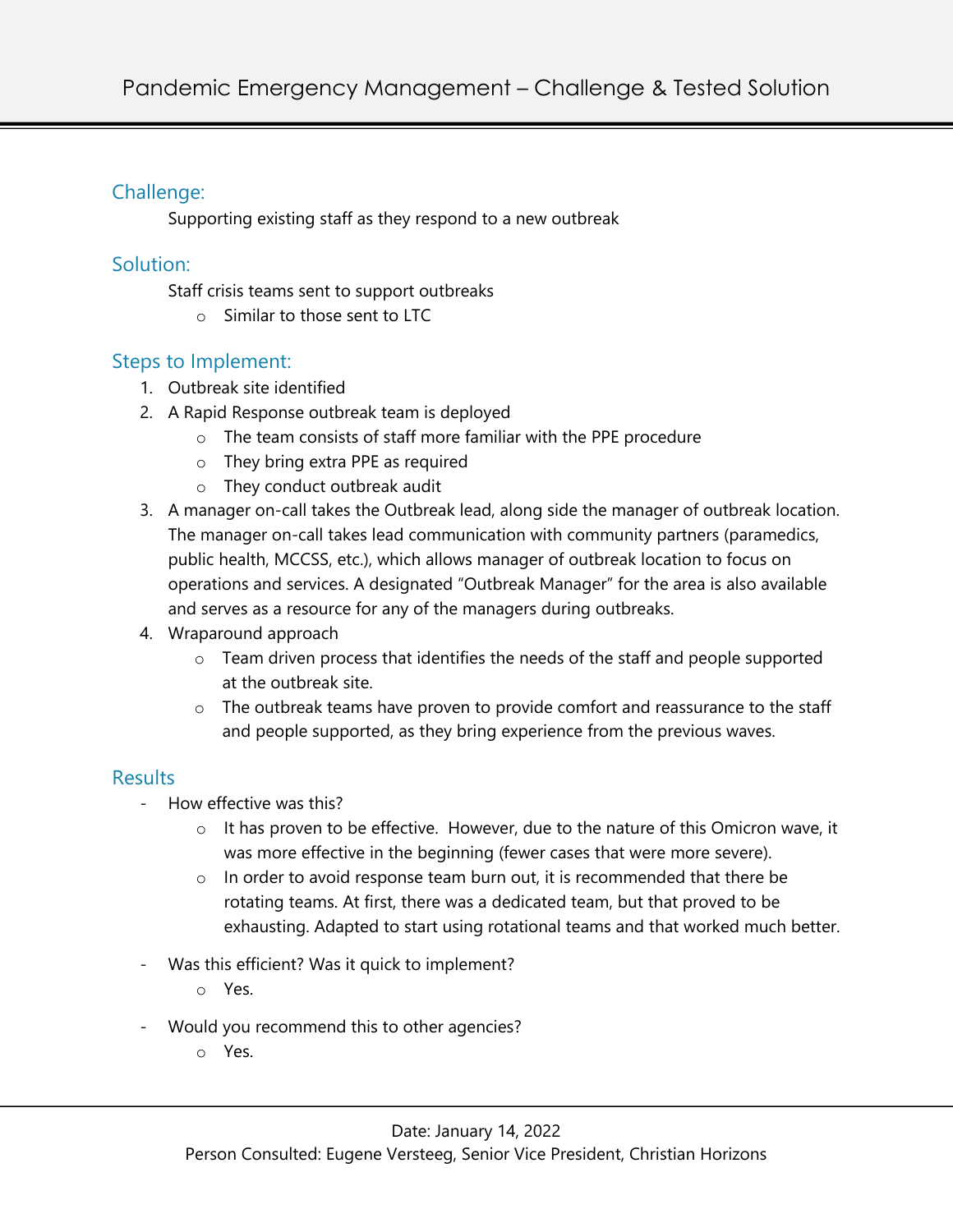# Pandemic Emergency Management – Challenge & Tested Solution

## Challenge:

Supporting existing staff as they respond to a new outbreak

## Solution:

Staff crisis teams sent to support outbreaks

- Similar to those sent to LTC

## Steps to Implement:

1. Outbreak site identified
2. A Rapid Response outbreak team is deployed
   - The team consists of staff more familiar with the PPE procedure
   - They bring extra PPE as required
   - They conduct outbreak audit
3. A manager on-call takes the Outbreak lead, along side the manager of outbreak location. The manager on-call takes lead communication with community partners (paramedics, public health, MCCSS, etc.), which allows manager of outbreak location to focus on operations and services. A designated "Outbreak Manager" for the area is also available and serves as a resource for any of the managers during outbreaks.
4. Wraparound approach
   - Team driven process that identifies the needs of the staff and people supported at the outbreak site.
   - The outbreak teams have proven to provide comfort and reassurance to the staff and people supported, as they bring experience from the previous waves.

## Results

- How effective was this?
  - It has proven to be effective. However, due to the nature of this Omicron wave, it was more effective in the beginning (fewer cases that were more severe).
  - In order to avoid response team burn out, it is recommended that there be rotating teams. At first, there was a dedicated team, but that proved to be exhausting. Adapted to start using rotational teams and that worked much better.
- Was this efficient? Was it quick to implement?
  - Yes.
- Would you recommend this to other agencies?
  - Yes.

Date: January 14, 2022
Person Consulted: Eugene Versteeg, Senior Vice President, Christian Horizons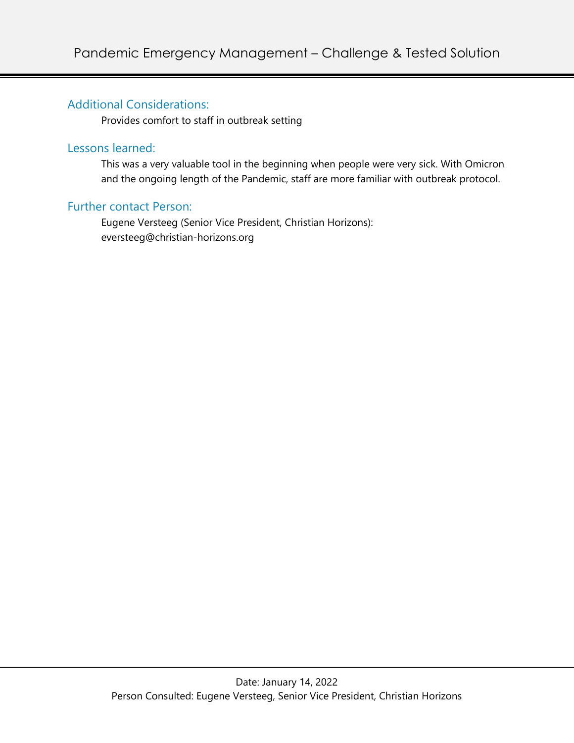## Additional Considerations:

Provides comfort to staff in outbreak setting

## Lessons learned:

This was a very valuable tool in the beginning when people were very sick. With Omicron and the ongoing length of the Pandemic, staff are more familiar with outbreak protocol.

## Further contact Person:

Eugene Versteeg (Senior Vice President, Christian Horizons): eversteeg@christian-horizons.org

Date: January 14, 2022
Person Consulted: Eugene Versteeg, Senior Vice President, Christian Horizons